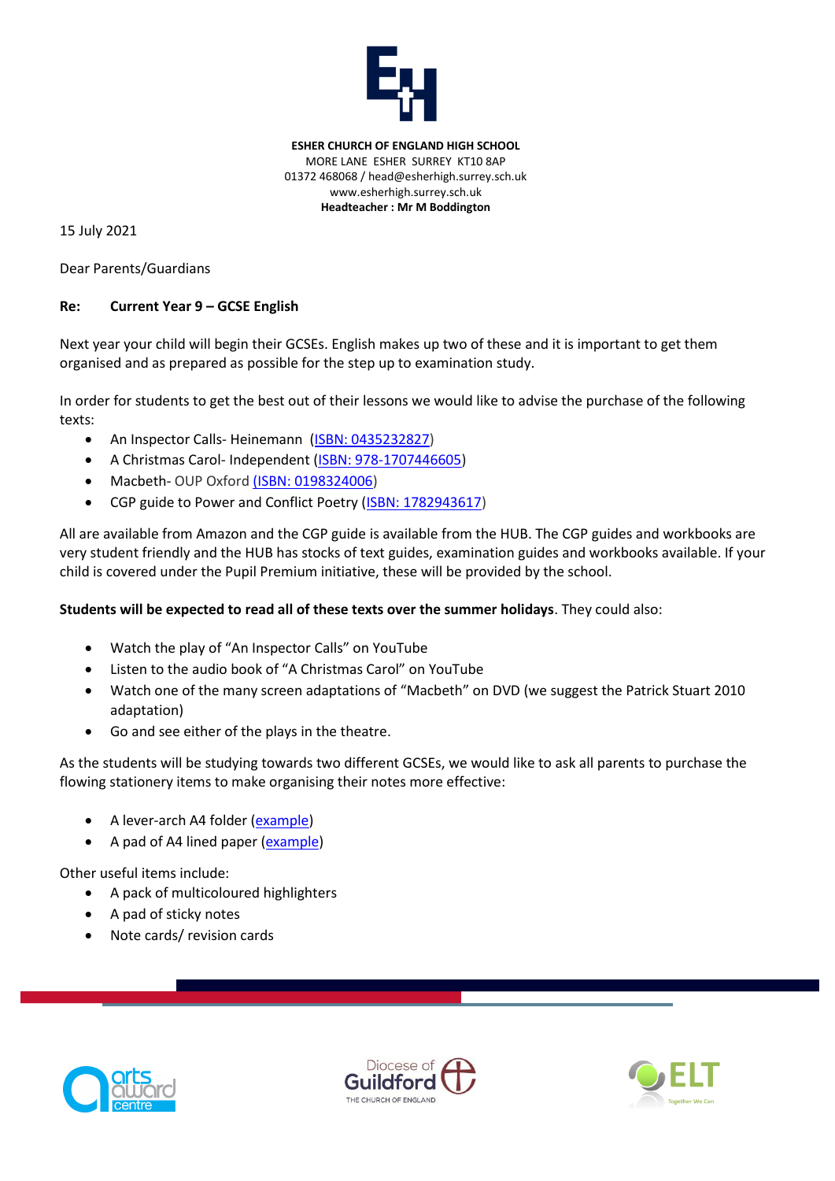**ESHER CHURCH OF ENGLAND HIGH SCHOOL**
MORE LANE ESHER SURREY KT10 8AP
01372 468068 / head@esherhigh.surrey.sch.uk
www.esherhigh.surrey.sch.uk
**Headteacher : Mr M Boddington**

15 July 2021

Dear Parents/Guardians

**Re: Current Year 9 – GCSE English**

Next year your child will begin their GCSEs. English makes up two of these and it is important to get them organised and as prepared as possible for the step up to examination study.

In order for students to get the best out of their lessons we would like to advise the purchase of the following texts:

- An Inspector Calls- Heinemann (ISBN: 0435232827)
- A Christmas Carol- Independent (ISBN: 978-1707446605)
- Macbeth- OUP Oxford (ISBN: 0198324006)
- CGP guide to Power and Conflict Poetry (ISBN: 1782943617)

All are available from Amazon and the CGP guide is available from the HUB. The CGP guides and workbooks are very student friendly and the HUB has stocks of text guides, examination guides and workbooks available. If your child is covered under the Pupil Premium initiative, these will be provided by the school.

**Students will be expected to read all of these texts over the summer holidays**. They could also:

- Watch the play of "An Inspector Calls" on YouTube
- Listen to the audio book of "A Christmas Carol" on YouTube
- Watch one of the many screen adaptations of "Macbeth" on DVD (we suggest the Patrick Stuart 2010 adaptation)
- Go and see either of the plays in the theatre.

As the students will be studying towards two different GCSEs, we would like to ask all parents to purchase the flowing stationery items to make organising their notes more effective:

- A lever-arch A4 folder (example)
- A pad of A4 lined paper (example)

Other useful items include:

- A pack of multicoloured highlighters
- A pad of sticky notes
- Note cards/ revision cards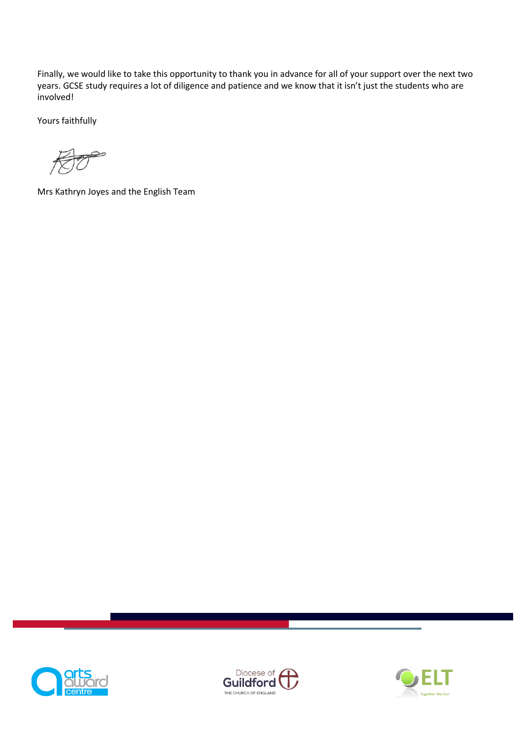Finally, we would like to take this opportunity to thank you in advance for all of your support over the next two years. GCSE study requires a lot of diligence and patience and we know that it isn't just the students who are involved!

Yours faithfully

Mrs Kathryn Joyes and the English Team